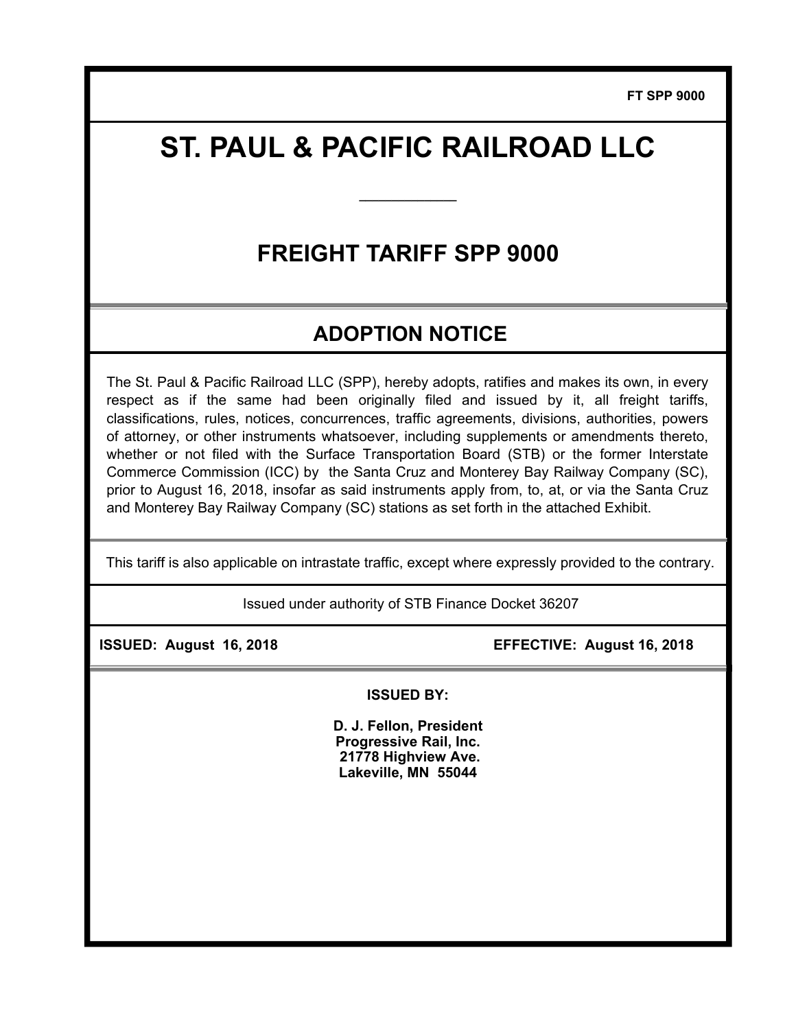FT SPP 9000

# ST. PAUL & PACIFIC RAILROAD LLC

## FREIGHT TARIFF SPP 9000

## ADOPTION NOTICE

The St. Paul & Pacific Railroad LLC (SPP), hereby adopts, ratifies and makes its own, in every respect as if the same had been originally filed and issued by it, all freight tariffs, classifications, rules, notices, concurrences, traffic agreements, divisions, authorities, powers of attorney, or other instruments whatsoever, including supplements or amendments thereto, whether or not filed with the Surface Transportation Board (STB) or the former Interstate Commerce Commission (ICC) by the Santa Cruz and Monterey Bay Railway Company (SC), prior to August 16, 2018, insofar as said instruments apply from, to, at, or via the Santa Cruz and Monterey Bay Railway Company (SC) stations as set forth in the attached Exhibit.

This tariff is also applicable on intrastate traffic, except where expressly provided to the contrary.

Issued under authority of STB Finance Docket 36207

**ISSUED: August 16, 2018** **EFFECTIVE: August 16, 2018**

**ISSUED BY:**

**D. J. Fellon, President**
**Progressive Rail, Inc.**
**21778 Highview Ave.**
**Lakeville, MN 55044**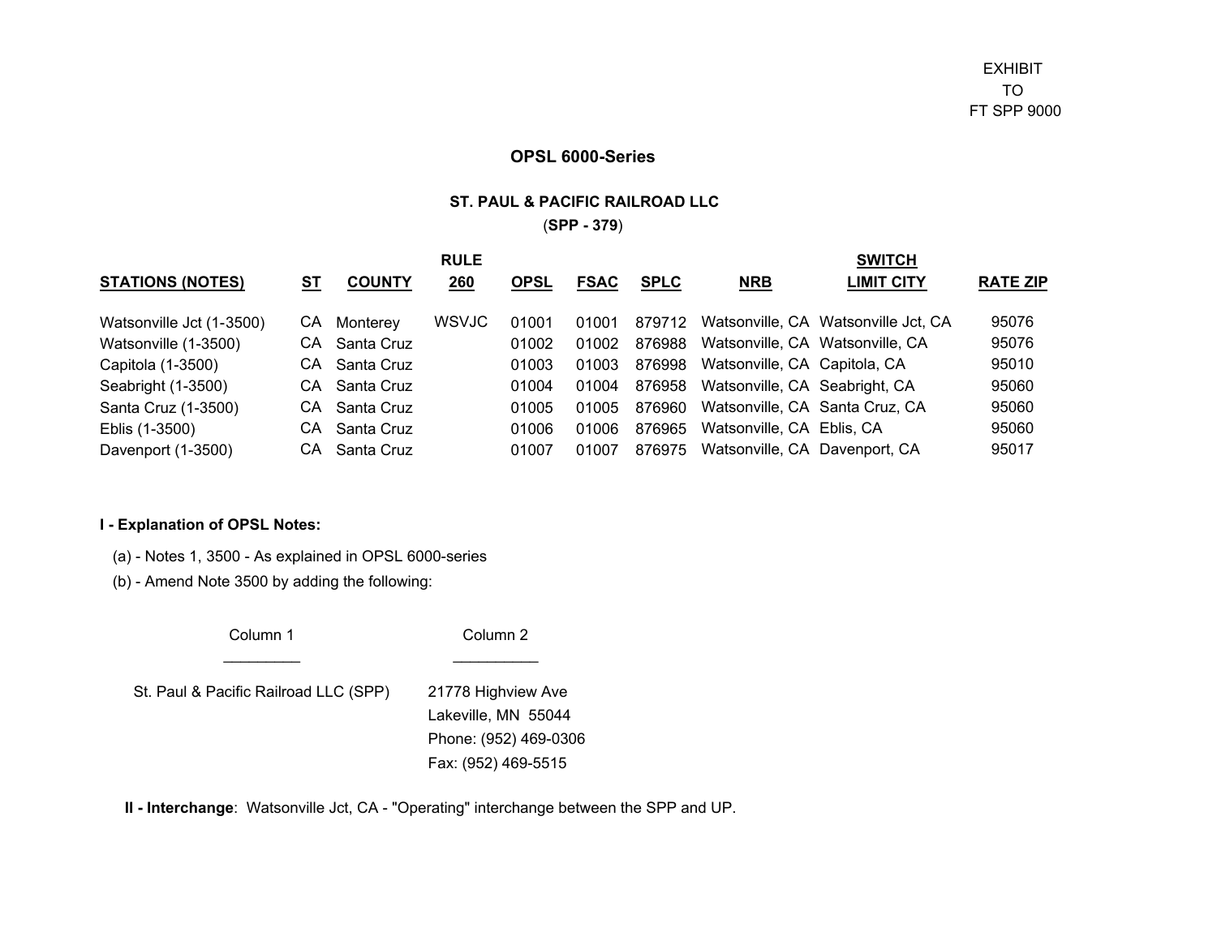EXHIBIT
TO
FT SPP 9000

## OPSL 6000-Series

### ST. PAUL & PACIFIC RAILROAD LLC

(**SPP - 379**)

| STATIONS (NOTES) | ST | COUNTY | RULE 260 | OPSL | FSAC | SPLC | NRB | SWITCH LIMIT CITY | RATE ZIP |
|---|---|---|---|---|---|---|---|---|---|
| Watsonville Jct (1-3500) | CA | Monterey | WSVJC | 01001 | 01001 | 879712 | Watsonville, CA | Watsonville Jct, CA | 95076 |
| Watsonville (1-3500) | CA | Santa Cruz | | 01002 | 01002 | 876988 | Watsonville, CA | Watsonville, CA | 95076 |
| Capitola (1-3500) | CA | Santa Cruz | | 01003 | 01003 | 876998 | Watsonville, CA | Capitola, CA | 95010 |
| Seabright (1-3500) | CA | Santa Cruz | | 01004 | 01004 | 876958 | Watsonville, CA | Seabright, CA | 95060 |
| Santa Cruz (1-3500) | CA | Santa Cruz | | 01005 | 01005 | 876960 | Watsonville, CA | Santa Cruz, CA | 95060 |
| Eblis (1-3500) | CA | Santa Cruz | | 01006 | 01006 | 876965 | Watsonville, CA | Eblis, CA | 95060 |
| Davenport (1-3500) | CA | Santa Cruz | | 01007 | 01007 | 876975 | Watsonville, CA | Davenport, CA | 95017 |

**I - Explanation of OPSL Notes:**

(a) - Notes 1, 3500 - As explained in OPSL 6000-series

(b) - Amend Note 3500 by adding the following:

| Column 1 | Column 2 |
|---|---|
| St. Paul & Pacific Railroad LLC (SPP) | 21778 Highview Ave<br>Lakeville, MN 55044<br>Phone: (952) 469-0306<br>Fax: (952) 469-5515 |

**II - Interchange**: Watsonville Jct, CA - "Operating" interchange between the SPP and UP.